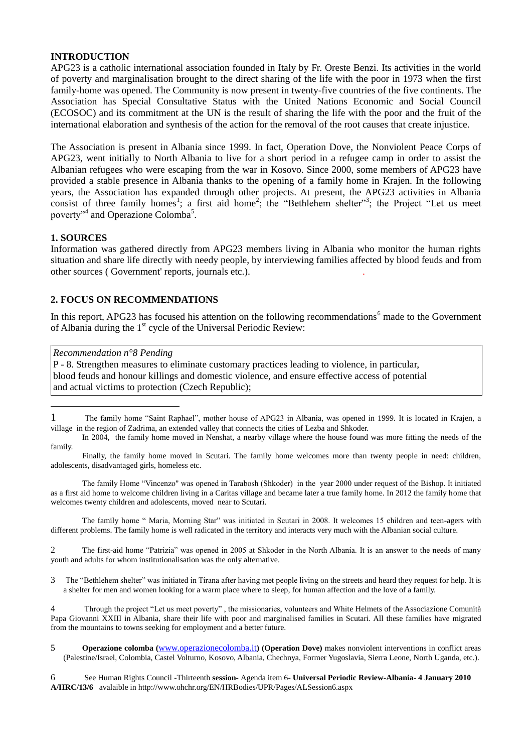## INTRODUCTION

APG23 is a catholic international association founded in Italy by Fr. Oreste Benzi. Its activities in the world of poverty and marginalisation brought to the direct sharing of the life with the poor in 1973 when the first family-home was opened. The Community is now present in twenty-five countries of the five continents. The Association has Special Consultative Status with the United Nations Economic and Social Council (ECOSOC) and its commitment at the UN is the result of sharing the life with the poor and the fruit of the international elaboration and synthesis of the action for the removal of the root causes that create injustice.

The Association is present in Albania since 1999. In fact, Operation Dove, the Nonviolent Peace Corps of APG23, went initially to North Albania to live for a short period in a refugee camp in order to assist the Albanian refugees who were escaping from the war in Kosovo. Since 2000, some members of APG23 have provided a stable presence in Albania thanks to the opening of a family home in Krajen. In the following years, the Association has expanded through other projects. At present, the APG23 activities in Albania consist of three family homes[1]; a first aid home[2]; the "Bethlehem shelter"[3]; the Project "Let us meet poverty"[4] and Operazione Colomba[5].

## 1. SOURCES

Information was gathered directly from APG23 members living in Albania who monitor the human rights situation and share life directly with needy people, by interviewing families affected by blood feuds and from other sources ( Government' reports, journals etc.).

## 2. FOCUS ON RECOMMENDATIONS

In this report, APG23 has focused his attention on the following recommendations[6] made to the Government of Albania during the 1st cycle of the Universal Periodic Review:

*Recommendation n°8 Pending*

P - 8. Strengthen measures to eliminate customary practices leading to violence, in particular, blood feuds and honour killings and domestic violence, and ensure effective access of potential and actual victims to protection (Czech Republic);

---

1 The family home "Saint Raphael", mother house of APG23 in Albania, was opened in 1999. It is located in Krajen, a village in the region of Zadrima, an extended valley that connects the cities of Lezba and Shkoder.

In 2004, the family home moved in Nenshat, a nearby village where the house found was more fitting the needs of the family.

Finally, the family home moved in Scutari. The family home welcomes more than twenty people in need: children, adolescents, disadvantaged girls, homeless etc.

The family Home "Vincenzo" was opened in Tarabosh (Shkoder) in the year 2000 under request of the Bishop. It initiated as a first aid home to welcome children living in a Caritas village and became later a true family home. In 2012 the family home that welcomes twenty children and adolescents, moved near to Scutari.

The family home " Maria, Morning Star" was initiated in Scutari in 2008. It welcomes 15 children and teen-agers with different problems. The family home is well radicated in the territory and interacts very much with the Albanian social culture.

2 The first-aid home "Patrizia" was opened in 2005 at Shkoder in the North Albania. It is an answer to the needs of many youth and adults for whom institutionalisation was the only alternative.

3 The "Bethlehem shelter" was initiated in Tirana after having met people living on the streets and heard they request for help. It is a shelter for men and women looking for a warm place where to sleep, for human affection and the love of a family.

4 Through the project "Let us meet poverty" , the missionaries, volunteers and White Helmets of the Associazione Comunità Papa Giovanni XXIII in Albania, share their life with poor and marginalised families in Scutari. All these families have migrated from the mountains to towns seeking for employment and a better future.

5 **Operazione colomba (**www.operazionecolomba.it**) (Operation Dove)** makes nonviolent interventions in conflict areas (Palestine/Israel, Colombia, Castel Volturno, Kosovo, Albania, Chechnya, Former Yugoslavia, Sierra Leone, North Uganda, etc.).

6 See Human Rights Council -Thirteenth **session-** Agenda item 6- **Universal Periodic Review-Albania- 4 January 2010 A/HRC/13/6** avalaible in http://www.ohchr.org/EN/HRBodies/UPR/Pages/ALSession6.aspx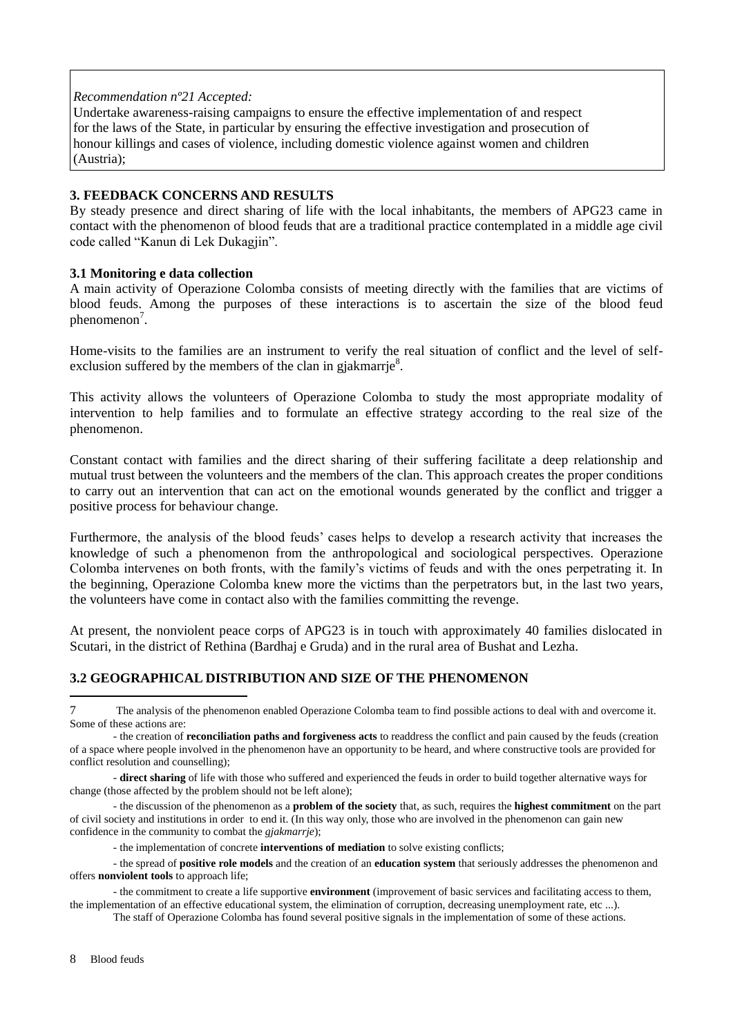*Recommendation nº21 Accepted:*
Undertake awareness-raising campaigns to ensure the effective implementation of and respect for the laws of the State, in particular by ensuring the effective investigation and prosecution of honour killings and cases of violence, including domestic violence against women and children (Austria);

## 3. FEEDBACK CONCERNS AND RESULTS

By steady presence and direct sharing of life with the local inhabitants, the members of APG23 came in contact with the phenomenon of blood feuds that are a traditional practice contemplated in a middle age civil code called "Kanun di Lek Dukagjin".

### 3.1 Monitoring e data collection

A main activity of Operazione Colomba consists of meeting directly with the families that are victims of blood feuds. Among the purposes of these interactions is to ascertain the size of the blood feud phenomenon[7].

Home-visits to the families are an instrument to verify the real situation of conflict and the level of self-exclusion suffered by the members of the clan in gjakmarrje[8].

This activity allows the volunteers of Operazione Colomba to study the most appropriate modality of intervention to help families and to formulate an effective strategy according to the real size of the phenomenon.

Constant contact with families and the direct sharing of their suffering facilitate a deep relationship and mutual trust between the volunteers and the members of the clan. This approach creates the proper conditions to carry out an intervention that can act on the emotional wounds generated by the conflict and trigger a positive process for behaviour change.

Furthermore, the analysis of the blood feuds' cases helps to develop a research activity that increases the knowledge of such a phenomenon from the anthropological and sociological perspectives. Operazione Colomba intervenes on both fronts, with the family's victims of feuds and with the ones perpetrating it. In the beginning, Operazione Colomba knew more the victims than the perpetrators but, in the last two years, the volunteers have come in contact also with the families committing the revenge.

At present, the nonviolent peace corps of APG23 is in touch with approximately 40 families dislocated in Scutari, in the district of Rethina (Bardhaj e Gruda) and in the rural area of Bushat and Lezha.

### 3.2 GEOGRAPHICAL DISTRIBUTION AND SIZE OF THE PHENOMENON

---

7 The analysis of the phenomenon enabled Operazione Colomba team to find possible actions to deal with and overcome it. Some of these actions are:

- the creation of **reconciliation paths and forgiveness acts** to readdress the conflict and pain caused by the feuds (creation of a space where people involved in the phenomenon have an opportunity to be heard, and where constructive tools are provided for conflict resolution and counselling);
- **direct sharing** of life with those who suffered and experienced the feuds in order to build together alternative ways for change (those affected by the problem should not be left alone);
- the discussion of the phenomenon as a **problem of the society** that, as such, requires the **highest commitment** on the part of civil society and institutions in order to end it. (In this way only, those who are involved in the phenomenon can gain new confidence in the community to combat the *gjakmarrje*);
- the implementation of concrete **interventions of mediation** to solve existing conflicts;
- the spread of **positive role models** and the creation of an **education system** that seriously addresses the phenomenon and offers **nonviolent tools** to approach life;
- the commitment to create a life supportive **environment** (improvement of basic services and facilitating access to them, the implementation of an effective educational system, the elimination of corruption, decreasing unemployment rate, etc ...).

The staff of Operazione Colomba has found several positive signals in the implementation of some of these actions.

8 Blood feuds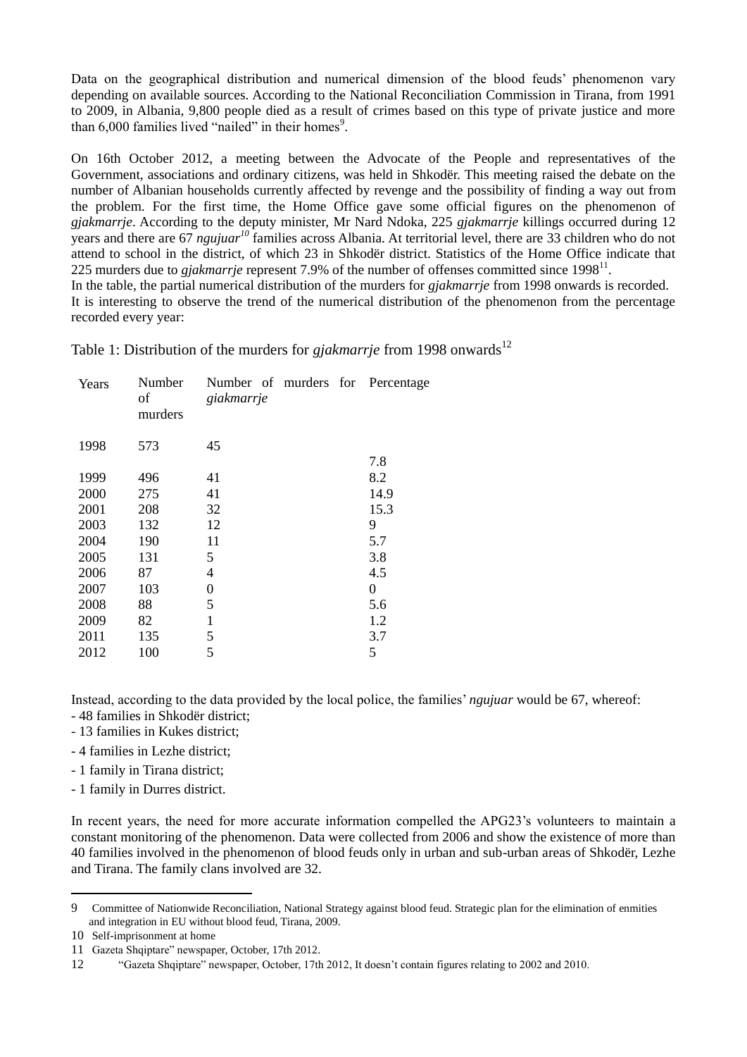Data on the geographical distribution and numerical dimension of the blood feuds' phenomenon vary depending on available sources. According to the National Reconciliation Commission in Tirana, from 1991 to 2009, in Albania, 9,800 people died as a result of crimes based on this type of private justice and more than 6,000 families lived "nailed" in their homes[9].

On 16th October 2012, a meeting between the Advocate of the People and representatives of the Government, associations and ordinary citizens, was held in Shkodër. This meeting raised the debate on the number of Albanian households currently affected by revenge and the possibility of finding a way out from the problem. For the first time, the Home Office gave some official figures on the phenomenon of *gjakmarrje*. According to the deputy minister, Mr Nard Ndoka, 225 *gjakmarrje* killings occurred during 12 years and there are 67 *ngujuar*[10] families across Albania. At territorial level, there are 33 children who do not attend to school in the district, of which 23 in Shkodër district. Statistics of the Home Office indicate that 225 murders due to *gjakmarrje* represent 7.9% of the number of offenses committed since 1998[11].

In the table, the partial numerical distribution of the murders for *gjakmarrje* from 1998 onwards is recorded.

It is interesting to observe the trend of the numerical distribution of the phenomenon from the percentage recorded every year:

Table 1: Distribution of the murders for *gjakmarrje* from 1998 onwards[12]

| Years | Number of murders | Number of murders for *giakmarrje* | Percentage |
|---|---|---|---|
| 1998 | 573 | 45 | 7.8 |
| 1999 | 496 | 41 | 8.2 |
| 2000 | 275 | 41 | 14.9 |
| 2001 | 208 | 32 | 15.3 |
| 2003 | 132 | 12 | 9 |
| 2004 | 190 | 11 | 5.7 |
| 2005 | 131 | 5 | 3.8 |
| 2006 | 87 | 4 | 4.5 |
| 2007 | 103 | 0 | 0 |
| 2008 | 88 | 5 | 5.6 |
| 2009 | 82 | 1 | 1.2 |
| 2011 | 135 | 5 | 3.7 |
| 2012 | 100 | 5 | 5 |

Instead, according to the data provided by the local police, the families' *ngujuar* would be 67, whereof:

- 48 families in Shkodër district;
- 13 families in Kukes district;
- 4 families in Lezhe district;
- 1 family in Tirana district;
- 1 family in Durres district.

In recent years, the need for more accurate information compelled the APG23's volunteers to maintain a constant monitoring of the phenomenon. Data were collected from 2006 and show the existence of more than 40 families involved in the phenomenon of blood feuds only in urban and sub-urban areas of Shkodër, Lezhe and Tirana. The family clans involved are 32.

---

9 Committee of Nationwide Reconciliation, National Strategy against blood feud. Strategic plan for the elimination of enmities and integration in EU without blood feud, Tirana, 2009.

10 Self-imprisonment at home

11 Gazeta Shqiptare" newspaper, October, 17th 2012.

12 "Gazeta Shqiptare" newspaper, October, 17th 2012, It doesn't contain figures relating to 2002 and 2010.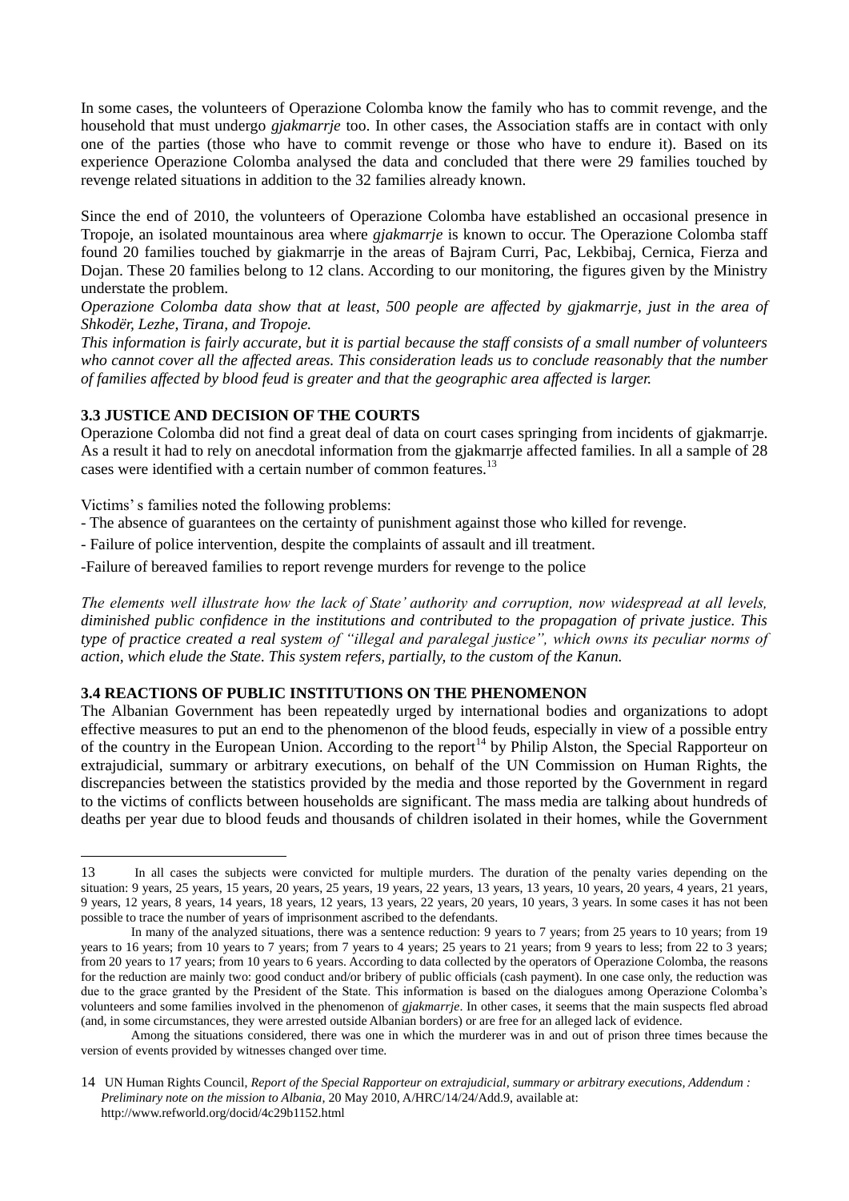In some cases, the volunteers of Operazione Colomba know the family who has to commit revenge, and the household that must undergo *gjakmarrje* too. In other cases, the Association staffs are in contact with only one of the parties (those who have to commit revenge or those who have to endure it). Based on its experience Operazione Colomba analysed the data and concluded that there were 29 families touched by revenge related situations in addition to the 32 families already known.

Since the end of 2010, the volunteers of Operazione Colomba have established an occasional presence in Tropoje, an isolated mountainous area where *gjakmarrje* is known to occur. The Operazione Colomba staff found 20 families touched by giakmarrje in the areas of Bajram Curri, Pac, Lekbibaj, Cernica, Fierza and Dojan. These 20 families belong to 12 clans. According to our monitoring, the figures given by the Ministry understate the problem.

*Operazione Colomba data show that at least, 500 people are affected by gjakmarrje, just in the area of Shkodër, Lezhe, Tirana, and Tropoje.*

*This information is fairly accurate, but it is partial because the staff consists of a small number of volunteers who cannot cover all the affected areas. This consideration leads us to conclude reasonably that the number of families affected by blood feud is greater and that the geographic area affected is larger.*

### 3.3 JUSTICE AND DECISION OF THE COURTS

Operazione Colomba did not find a great deal of data on court cases springing from incidents of gjakmarrje. As a result it had to rely on anecdotal information from the gjakmarrje affected families. In all a sample of 28 cases were identified with a certain number of common features.[13]

Victims' s families noted the following problems:

- The absence of guarantees on the certainty of punishment against those who killed for revenge.
- Failure of police intervention, despite the complaints of assault and ill treatment.
- Failure of bereaved families to report revenge murders for revenge to the police

*The elements well illustrate how the lack of State' authority and corruption, now widespread at all levels, diminished public confidence in the institutions and contributed to the propagation of private justice. This type of practice created a real system of "illegal and paralegal justice", which owns its peculiar norms of action, which elude the State. This system refers, partially, to the custom of the Kanun.*

### 3.4 REACTIONS OF PUBLIC INSTITUTIONS ON THE PHENOMENON

The Albanian Government has been repeatedly urged by international bodies and organizations to adopt effective measures to put an end to the phenomenon of the blood feuds, especially in view of a possible entry of the country in the European Union. According to the report[14] by Philip Alston, the Special Rapporteur on extrajudicial, summary or arbitrary executions, on behalf of the UN Commission on Human Rights, the discrepancies between the statistics provided by the media and those reported by the Government in regard to the victims of conflicts between households are significant. The mass media are talking about hundreds of deaths per year due to blood feuds and thousands of children isolated in their homes, while the Government

---

13 In all cases the subjects were convicted for multiple murders. The duration of the penalty varies depending on the situation: 9 years, 25 years, 15 years, 20 years, 25 years, 19 years, 22 years, 13 years, 13 years, 10 years, 20 years, 4 years, 21 years, 9 years, 12 years, 8 years, 14 years, 18 years, 12 years, 13 years, 22 years, 20 years, 10 years, 3 years. In some cases it has not been possible to trace the number of years of imprisonment ascribed to the defendants.

In many of the analyzed situations, there was a sentence reduction: 9 years to 7 years; from 25 years to 10 years; from 19 years to 16 years; from 10 years to 7 years; from 7 years to 4 years; 25 years to 21 years; from 9 years to less; from 22 to 3 years; from 20 years to 17 years; from 10 years to 6 years. According to data collected by the operators of Operazione Colomba, the reasons for the reduction are mainly two: good conduct and/or bribery of public officials (cash payment). In one case only, the reduction was due to the grace granted by the President of the State. This information is based on the dialogues among Operazione Colomba's volunteers and some families involved in the phenomenon of *gjakmarrje*. In other cases, it seems that the main suspects fled abroad (and, in some circumstances, they were arrested outside Albanian borders) or are free for an alleged lack of evidence.

Among the situations considered, there was one in which the murderer was in and out of prison three times because the version of events provided by witnesses changed over time.

14 UN Human Rights Council, *Report of the Special Rapporteur on extrajudicial, summary or arbitrary executions, Addendum : Preliminary note on the mission to Albania*, 20 May 2010, A/HRC/14/24/Add.9, available at: http://www.refworld.org/docid/4c29b1152.html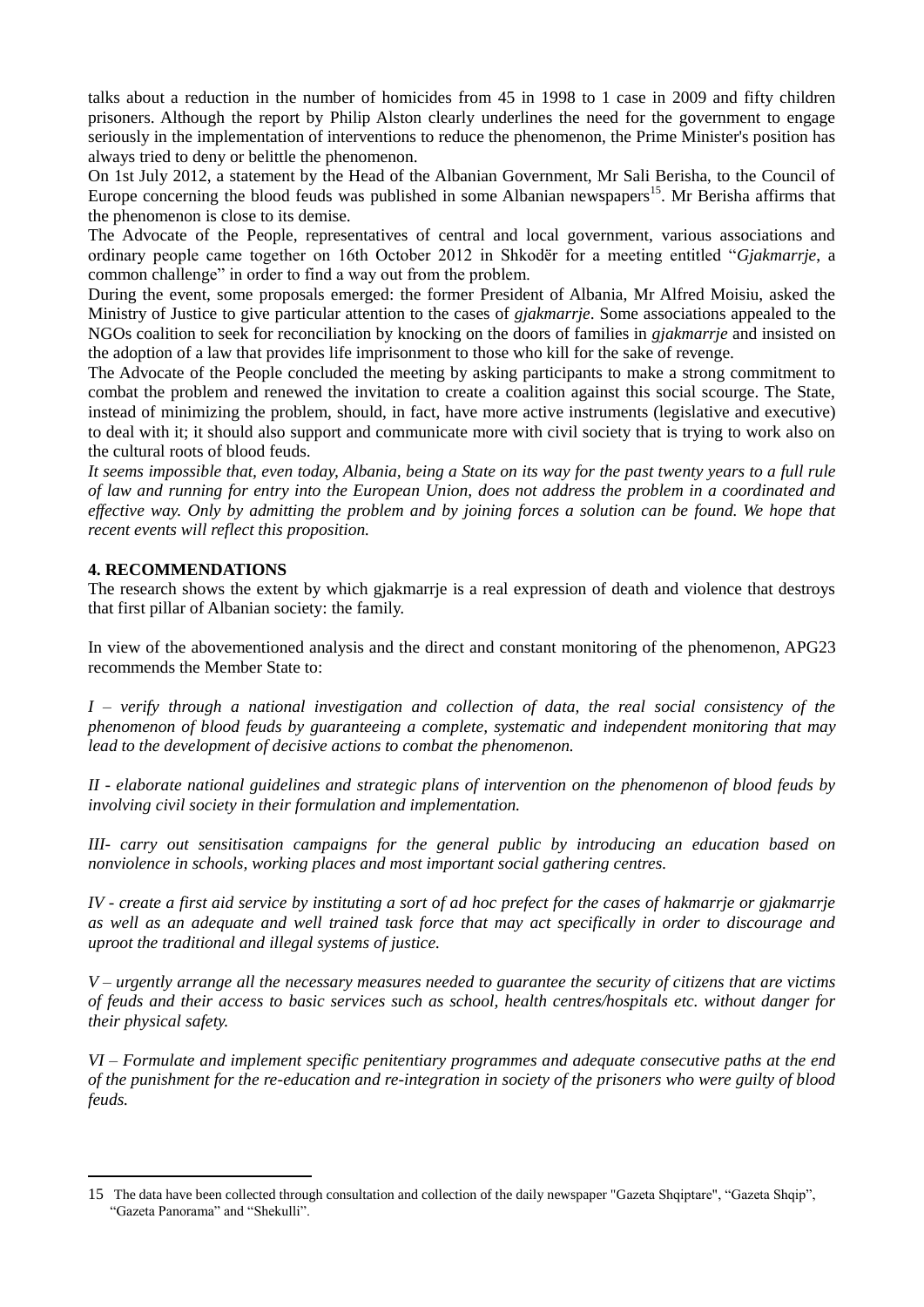talks about a reduction in the number of homicides from 45 in 1998 to 1 case in 2009 and fifty children prisoners. Although the report by Philip Alston clearly underlines the need for the government to engage seriously in the implementation of interventions to reduce the phenomenon, the Prime Minister's position has always tried to deny or belittle the phenomenon.

On 1st July 2012, a statement by the Head of the Albanian Government, Mr Sali Berisha, to the Council of Europe concerning the blood feuds was published in some Albanian newspapers[15]. Mr Berisha affirms that the phenomenon is close to its demise.

The Advocate of the People, representatives of central and local government, various associations and ordinary people came together on 16th October 2012 in Shkodër for a meeting entitled "*Gjakmarrje*, a common challenge" in order to find a way out from the problem.

During the event, some proposals emerged: the former President of Albania, Mr Alfred Moisiu, asked the Ministry of Justice to give particular attention to the cases of *gjakmarrje*. Some associations appealed to the NGOs coalition to seek for reconciliation by knocking on the doors of families in *gjakmarrje* and insisted on the adoption of a law that provides life imprisonment to those who kill for the sake of revenge.

The Advocate of the People concluded the meeting by asking participants to make a strong commitment to combat the problem and renewed the invitation to create a coalition against this social scourge. The State, instead of minimizing the problem, should, in fact, have more active instruments (legislative and executive) to deal with it; it should also support and communicate more with civil society that is trying to work also on the cultural roots of blood feuds.

*It seems impossible that, even today, Albania, being a State on its way for the past twenty years to a full rule of law and running for entry into the European Union, does not address the problem in a coordinated and effective way. Only by admitting the problem and by joining forces a solution can be found. We hope that recent events will reflect this proposition.*

## 4. RECOMMENDATIONS

The research shows the extent by which gjakmarrje is a real expression of death and violence that destroys that first pillar of Albanian society: the family.

In view of the abovementioned analysis and the direct and constant monitoring of the phenomenon, APG23 recommends the Member State to:

*I – verify through a national investigation and collection of data, the real social consistency of the phenomenon of blood feuds by guaranteeing a complete, systematic and independent monitoring that may lead to the development of decisive actions to combat the phenomenon.*

*II - elaborate national guidelines and strategic plans of intervention on the phenomenon of blood feuds by involving civil society in their formulation and implementation.*

*III- carry out sensitisation campaigns for the general public by introducing an education based on nonviolence in schools, working places and most important social gathering centres.*

*IV - create a first aid service by instituting a sort of ad hoc prefect for the cases of hakmarrje or gjakmarrje as well as an adequate and well trained task force that may act specifically in order to discourage and uproot the traditional and illegal systems of justice.*

*V – urgently arrange all the necessary measures needed to guarantee the security of citizens that are victims of feuds and their access to basic services such as school, health centres/hospitals etc. without danger for their physical safety.*

*VI – Formulate and implement specific penitentiary programmes and adequate consecutive paths at the end of the punishment for the re-education and re-integration in society of the prisoners who were guilty of blood feuds.*

---

15 The data have been collected through consultation and collection of the daily newspaper "Gazeta Shqiptare", "Gazeta Shqip", "Gazeta Panorama" and "Shekulli".